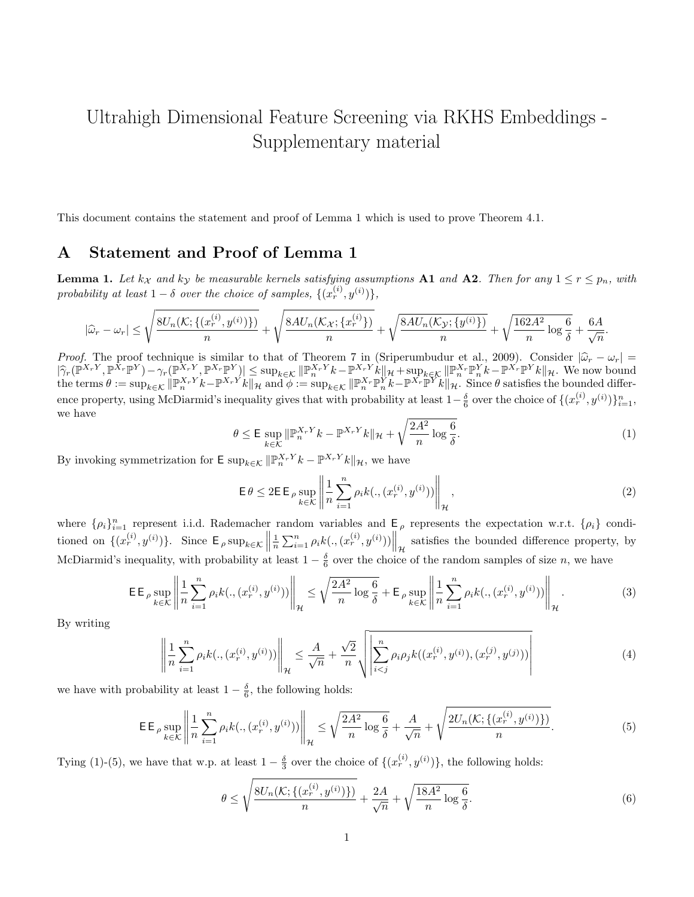# Ultrahigh Dimensional Feature Screening via RKHS Embeddings - Supplementary material

This document contains the statement and proof of Lemma 1 which is used to prove Theorem 4.1.

## A Statement and Proof of Lemma 1

**Lemma 1.** *Let $k_{\mathcal{X}}$ and $k_{\mathcal{Y}}$ be measurable kernels satisfying assumptions* **A1** *and* **A2**. *Then for any $1 \le r \le p_n$, with probability at least $1-\delta$ over the choice of samples, $\{(x_r^{(i)}, y^{(i)})\}$,*

$$|\widehat{\omega}_r - \omega_r| \le \sqrt{\frac{8U_n(\mathcal{K}; \{(x_r^{(i)}, y^{(i)})\})}{n}} + \sqrt{\frac{8AU_n(\mathcal{K}_{\mathcal{X}}; \{x_r^{(i)}\})}{n}} + \sqrt{\frac{8AU_n(\mathcal{K}_{\mathcal{Y}}; \{y^{(i)}\})}{n}} + \sqrt{\frac{162A^2}{n} \log \frac{6}{\delta}} + \frac{6A}{\sqrt{n}}.$$

*Proof.* The proof technique is similar to that of Theorem 7 in (Sriperumbudur et al., 2009). Consider $|\widehat{\omega}_r - \omega_r| = |\widehat{\gamma}_r(\mathbb{P}^{X_rY}, \mathbb{P}^{X_r}\mathbb{P}^Y) - \gamma_r(\mathbb{P}^{X_rY}, \mathbb{P}^{X_r}\mathbb{P}^Y)| \le \sup_{k \in \mathcal{K}} \|\mathbb{P}_n^{X_rY}k - \mathbb{P}^{X_rY}k\|_{\mathcal{H}} + \sup_{k \in \mathcal{K}} \|\mathbb{P}_n^{X_r}\mathbb{P}_n^Y k - \mathbb{P}^{X_r}\mathbb{P}^Y k\|_{\mathcal{H}}$. We now bound the terms $\theta := \sup_{k \in \mathcal{K}} \|\mathbb{P}_n^{X_rY}k - \mathbb{P}^{X_rY}k\|_{\mathcal{H}}$ and $\phi := \sup_{k \in \mathcal{K}} \|\mathbb{P}_n^{X_r}\mathbb{P}_n^Y k - \mathbb{P}^{X_r}\mathbb{P}^Y k\|_{\mathcal{H}}$. Since $\theta$ satisfies the bounded difference property, using McDiarmid's inequality gives that with probability at least $1-\frac{\delta}{6}$ over the choice of $\{(x_r^{(i)}, y^{(i)})\}_{i=1}^n$, we have

$$\theta \le \mathsf{E} \sup_{k \in \mathcal{K}} \|\mathbb{P}_n^{X_rY}k - \mathbb{P}^{X_rY}k\|_{\mathcal{H}} + \sqrt{\frac{2A^2}{n} \log \frac{6}{\delta}}. \tag{1}$$

By invoking symmetrization for $\mathsf{E} \sup_{k \in \mathcal{K}} \|\mathbb{P}_n^{X_rY}k - \mathbb{P}^{X_rY}k\|_{\mathcal{H}}$, we have

$$\mathsf{E}\,\theta \le 2\mathsf{E}\,\mathsf{E}_\rho \sup_{k \in \mathcal{K}} \left\| \frac{1}{n} \sum_{i=1}^n \rho_i k(., (x_r^{(i)}, y^{(i)})) \right\|_{\mathcal{H}}, \tag{2}$$

where $\{\rho_i\}_{i=1}^n$ represent i.i.d. Rademacher random variables and $\mathsf{E}_\rho$ represents the expectation w.r.t. $\{\rho_i\}$ conditioned on $\{(x_r^{(i)}, y^{(i)})\}$. Since $\mathsf{E}_\rho \sup_{k \in \mathcal{K}} \left\| \frac{1}{n} \sum_{i=1}^n \rho_i k(., (x_r^{(i)}, y^{(i)})) \right\|_{\mathcal{H}}$ satisfies the bounded difference property, by McDiarmid's inequality, with probability at least $1-\frac{\delta}{6}$ over the choice of the random samples of size $n$, we have

$$\mathsf{E}\,\mathsf{E}_\rho \sup_{k \in \mathcal{K}} \left\| \frac{1}{n} \sum_{i=1}^n \rho_i k(., (x_r^{(i)}, y^{(i)})) \right\|_{\mathcal{H}} \le \sqrt{\frac{2A^2}{n} \log \frac{6}{\delta}} + \mathsf{E}_\rho \sup_{k \in \mathcal{K}} \left\| \frac{1}{n} \sum_{i=1}^n \rho_i k(., (x_r^{(i)}, y^{(i)})) \right\|_{\mathcal{H}}. \tag{3}$$

By writing

$$\left\| \frac{1}{n} \sum_{i=1}^n \rho_i k(., (x_r^{(i)}, y^{(i)})) \right\|_{\mathcal{H}} \le \frac{A}{\sqrt{n}} + \frac{\sqrt{2}}{n} \sqrt{\left| \sum_{i<j}^n \rho_i \rho_j k((x_r^{(i)}, y^{(i)}), (x_r^{(j)}, y^{(j)})) \right|} \tag{4}$$

we have with probability at least $1-\frac{\delta}{6}$, the following holds:

$$\mathsf{E}\,\mathsf{E}_\rho \sup_{k \in \mathcal{K}} \left\| \frac{1}{n} \sum_{i=1}^n \rho_i k(., (x_r^{(i)}, y^{(i)})) \right\|_{\mathcal{H}} \le \sqrt{\frac{2A^2}{n} \log \frac{6}{\delta}} + \frac{A}{\sqrt{n}} + \sqrt{\frac{2U_n(\mathcal{K}; \{(x_r^{(i)}, y^{(i)})\})}{n}}. \tag{5}$$

Tying (1)-(5), we have that w.p. at least $1-\frac{\delta}{3}$ over the choice of $\{(x_r^{(i)}, y^{(i)})\}$, the following holds:

$$\theta \le \sqrt{\frac{8U_n(\mathcal{K}; \{(x_r^{(i)}, y^{(i)})\})}{n}} + \frac{2A}{\sqrt{n}} + \sqrt{\frac{18A^2}{n} \log \frac{6}{\delta}}. \tag{6}$$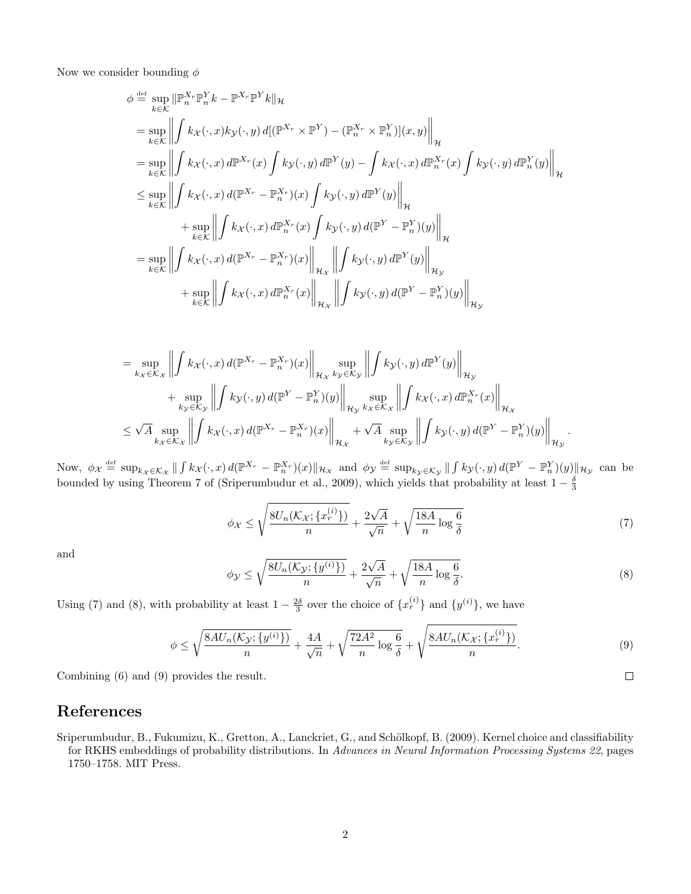Now we consider bounding $\phi$

$$
\begin{aligned}
\phi &\stackrel{\text{def}}{=} \sup_{k\in\mathcal{K}} \|\mathbb{P}_n^{X_r}\mathbb{P}_n^{Y}k - \mathbb{P}^{X_r}\mathbb{P}^{Y}k\|_{\mathcal{H}} \\
&= \sup_{k\in\mathcal{K}} \left\| \int k_{\mathcal{X}}(\cdot,x)k_{\mathcal{Y}}(\cdot,y)\, d[(\mathbb{P}^{X_r}\times\mathbb{P}^{Y}) - (\mathbb{P}_n^{X_r}\times\mathbb{P}_n^{Y})](x,y) \right\|_{\mathcal{H}} \\
&= \sup_{k\in\mathcal{K}} \left\| \int k_{\mathcal{X}}(\cdot,x)\, d\mathbb{P}^{X_r}(x) \int k_{\mathcal{Y}}(\cdot,y)\, d\mathbb{P}^{Y}(y) - \int k_{\mathcal{X}}(\cdot,x)\, d\mathbb{P}_n^{X_r}(x) \int k_{\mathcal{Y}}(\cdot,y)\, d\mathbb{P}_n^{Y}(y) \right\|_{\mathcal{H}} \\
&\leq \sup_{k\in\mathcal{K}} \left\| \int k_{\mathcal{X}}(\cdot,x)\, d(\mathbb{P}^{X_r}-\mathbb{P}_n^{X_r})(x) \int k_{\mathcal{Y}}(\cdot,y)\, d\mathbb{P}^{Y}(y) \right\|_{\mathcal{H}} \\
&\qquad + \sup_{k\in\mathcal{K}} \left\| \int k_{\mathcal{X}}(\cdot,x)\, d\mathbb{P}_n^{X_r}(x) \int k_{\mathcal{Y}}(\cdot,y)\, d(\mathbb{P}^{Y}-\mathbb{P}_n^{Y})(y) \right\|_{\mathcal{H}} \\
&= \sup_{k\in\mathcal{K}} \left\| \int k_{\mathcal{X}}(\cdot,x)\, d(\mathbb{P}^{X_r}-\mathbb{P}_n^{X_r})(x) \right\|_{\mathcal{H}_{\mathcal{X}}} \left\| \int k_{\mathcal{Y}}(\cdot,y)\, d\mathbb{P}^{Y}(y) \right\|_{\mathcal{H}_{\mathcal{Y}}} \\
&\qquad + \sup_{k\in\mathcal{K}} \left\| \int k_{\mathcal{X}}(\cdot,x)\, d\mathbb{P}_n^{X_r}(x) \right\|_{\mathcal{H}_{\mathcal{X}}} \left\| \int k_{\mathcal{Y}}(\cdot,y)\, d(\mathbb{P}^{Y}-\mathbb{P}_n^{Y})(y) \right\|_{\mathcal{H}_{\mathcal{Y}}}
\end{aligned}
$$

$$
\begin{aligned}
&= \sup_{k_{\mathcal{X}}\in\mathcal{K}_{\mathcal{X}}} \left\| \int k_{\mathcal{X}}(\cdot,x)\, d(\mathbb{P}^{X_r}-\mathbb{P}_n^{X_r})(x) \right\|_{\mathcal{H}_{\mathcal{X}}} \sup_{k_{\mathcal{Y}}\in\mathcal{K}_{\mathcal{Y}}} \left\| \int k_{\mathcal{Y}}(\cdot,y)\, d\mathbb{P}^{Y}(y) \right\|_{\mathcal{H}_{\mathcal{Y}}} \\
&\qquad + \sup_{k_{\mathcal{Y}}\in\mathcal{K}_{\mathcal{Y}}} \left\| \int k_{\mathcal{Y}}(\cdot,y)\, d(\mathbb{P}^{Y}-\mathbb{P}_n^{Y})(y) \right\|_{\mathcal{H}_{\mathcal{Y}}} \sup_{k_{\mathcal{X}}\in\mathcal{K}_{\mathcal{X}}} \left\| \int k_{\mathcal{X}}(\cdot,x)\, d\mathbb{P}_n^{X_r}(x) \right\|_{\mathcal{H}_{\mathcal{X}}} \\
&\leq \sqrt{A} \sup_{k_{\mathcal{X}}\in\mathcal{K}_{\mathcal{X}}} \left\| \int k_{\mathcal{X}}(\cdot,x)\, d(\mathbb{P}^{X_r}-\mathbb{P}_n^{X_r})(x) \right\|_{\mathcal{H}_{\mathcal{X}}} + \sqrt{A} \sup_{k_{\mathcal{Y}}\in\mathcal{K}_{\mathcal{Y}}} \left\| \int k_{\mathcal{Y}}(\cdot,y)\, d(\mathbb{P}^{Y}-\mathbb{P}_n^{Y})(y) \right\|_{\mathcal{H}_{\mathcal{Y}}}.
\end{aligned}
$$

Now, $\phi_{\mathcal{X}} \stackrel{\text{def}}{=} \sup_{k_{\mathcal{X}}\in\mathcal{K}_{\mathcal{X}}} \| \int k_{\mathcal{X}}(\cdot,x)\, d(\mathbb{P}^{X_r}-\mathbb{P}_n^{X_r})(x)\|_{\mathcal{H}_{\mathcal{X}}}$ and $\phi_{\mathcal{Y}} \stackrel{\text{def}}{=} \sup_{k_{\mathcal{Y}}\in\mathcal{K}_{\mathcal{Y}}} \| \int k_{\mathcal{Y}}(\cdot,y)\, d(\mathbb{P}^{Y}-\mathbb{P}_n^{Y})(y)\|_{\mathcal{H}_{\mathcal{Y}}}$ can be bounded by using Theorem 7 of (Sriperumbudur et al., 2009), which yields that probability at least $1-\frac{\delta}{3}$

$$
\phi_{\mathcal{X}} \leq \sqrt{\frac{8U_n(\mathcal{K}_{\mathcal{X}}; \{x_r^{(i)}\})}{n}} + \frac{2\sqrt{A}}{\sqrt{n}} + \sqrt{\frac{18A}{n}\log\frac{6}{\delta}} \tag{7}
$$

and

$$
\phi_{\mathcal{Y}} \leq \sqrt{\frac{8U_n(\mathcal{K}_{\mathcal{Y}}; \{y^{(i)}\})}{n}} + \frac{2\sqrt{A}}{\sqrt{n}} + \sqrt{\frac{18A}{n}\log\frac{6}{\delta}}. \tag{8}
$$

Using (7) and (8), with probability at least $1-\frac{2\delta}{3}$ over the choice of $\{x_r^{(i)}\}$ and $\{y^{(i)}\}$, we have

$$
\phi \leq \sqrt{\frac{8AU_n(\mathcal{K}_{\mathcal{Y}}; \{y^{(i)}\})}{n}} + \frac{4A}{\sqrt{n}} + \sqrt{\frac{72A^2}{n}\log\frac{6}{\delta}} + \sqrt{\frac{8AU_n(\mathcal{K}_{\mathcal{X}}; \{x_r^{(i)}\})}{n}}. \tag{9}
$$

Combining (6) and (9) provides the result. □

# References

Sriperumbudur, B., Fukumizu, K., Gretton, A., Lanckriet, G., and Schölkopf, B. (2009). Kernel choice and classifiability for RKHS embeddings of probability distributions. In *Advances in Neural Information Processing Systems 22*, pages 1750–1758. MIT Press.